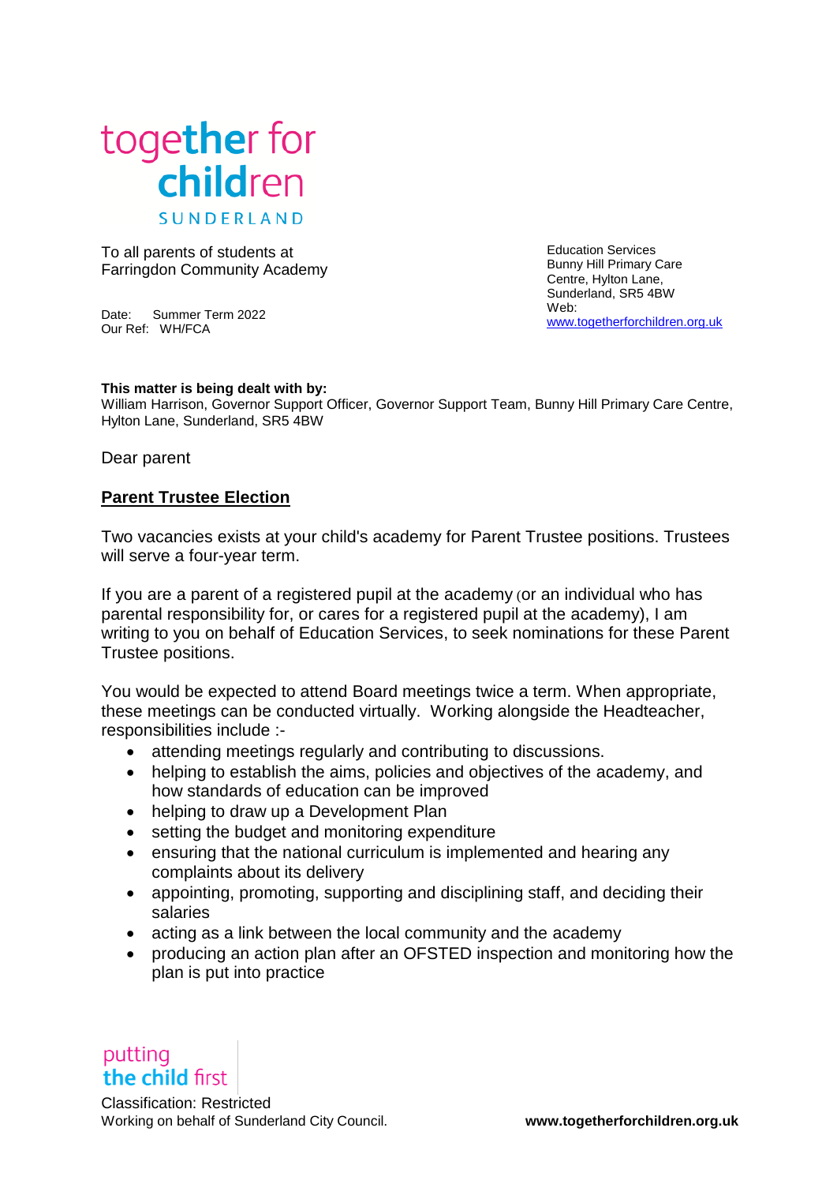together for children
SUNDERLAND

To all parents of students at
Farringdon Community Academy

Date: Summer Term 2022
Our Ref: WH/FCA

Education Services
Bunny Hill Primary Care Centre, Hylton Lane,
Sunderland, SR5 4BW
Web:
www.togetherforchildren.org.uk

**This matter is being dealt with by:**
William Harrison, Governor Support Officer, Governor Support Team, Bunny Hill Primary Care Centre, Hylton Lane, Sunderland, SR5 4BW

Dear parent

## Parent Trustee Election

Two vacancies exists at your child's academy for Parent Trustee positions. Trustees will serve a four-year term.

If you are a parent of a registered pupil at the academy (or an individual who has parental responsibility for, or cares for a registered pupil at the academy), I am writing to you on behalf of Education Services, to seek nominations for these Parent Trustee positions.

You would be expected to attend Board meetings twice a term. When appropriate, these meetings can be conducted virtually. Working alongside the Headteacher, responsibilities include :-

- attending meetings regularly and contributing to discussions.
- helping to establish the aims, policies and objectives of the academy, and how standards of education can be improved
- helping to draw up a Development Plan
- setting the budget and monitoring expenditure
- ensuring that the national curriculum is implemented and hearing any complaints about its delivery
- appointing, promoting, supporting and disciplining staff, and deciding their salaries
- acting as a link between the local community and the academy
- producing an action plan after an OFSTED inspection and monitoring how the plan is put into practice

putting the child first

Classification: Restricted
Working on behalf of Sunderland City Council. www.togetherforchildren.org.uk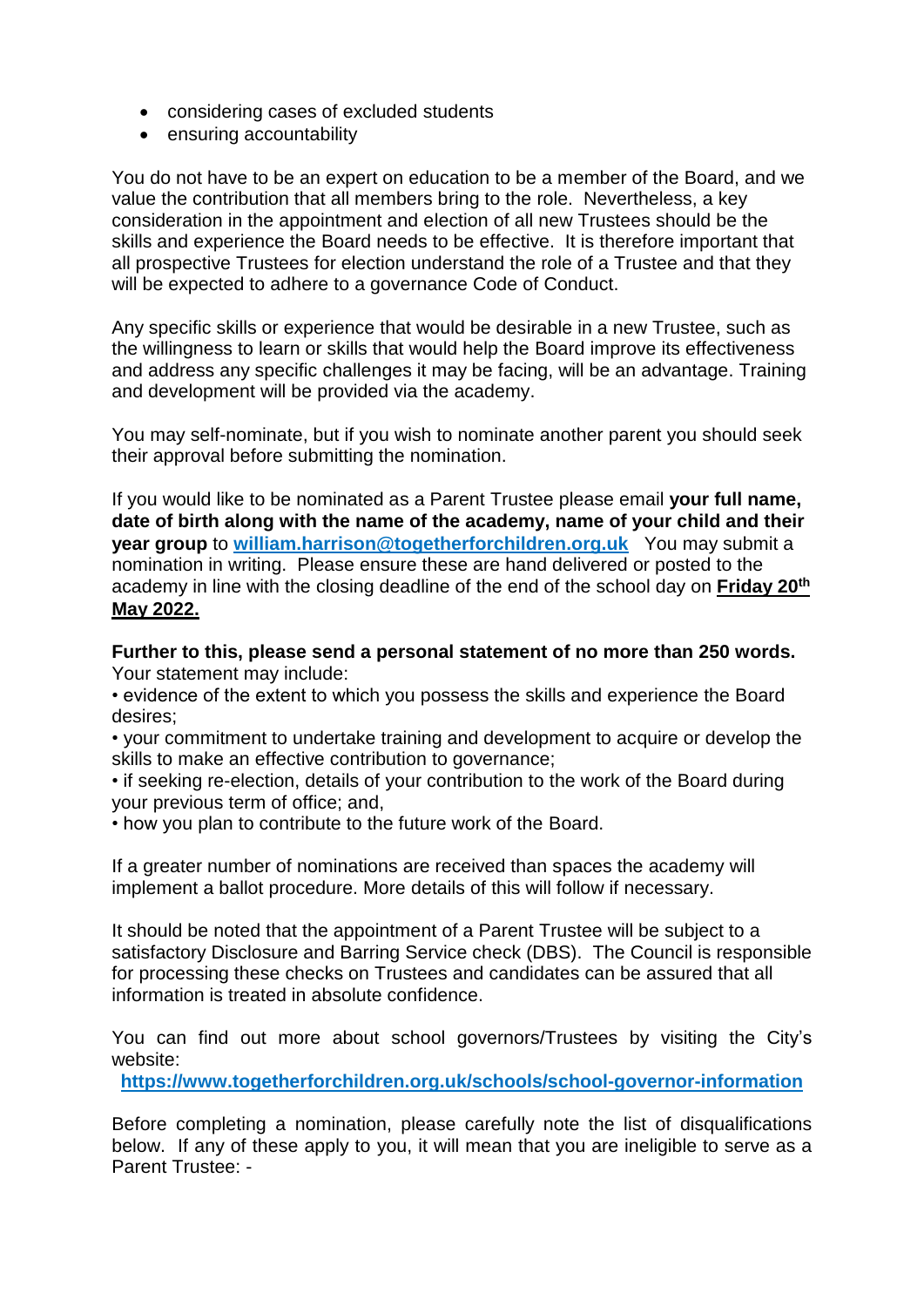- considering cases of excluded students
- ensuring accountability

You do not have to be an expert on education to be a member of the Board, and we value the contribution that all members bring to the role. Nevertheless, a key consideration in the appointment and election of all new Trustees should be the skills and experience the Board needs to be effective. It is therefore important that all prospective Trustees for election understand the role of a Trustee and that they will be expected to adhere to a governance Code of Conduct.

Any specific skills or experience that would be desirable in a new Trustee, such as the willingness to learn or skills that would help the Board improve its effectiveness and address any specific challenges it may be facing, will be an advantage. Training and development will be provided via the academy.

You may self-nominate, but if you wish to nominate another parent you should seek their approval before submitting the nomination.

If you would like to be nominated as a Parent Trustee please email **your full name, date of birth along with the name of the academy, name of your child and their year group** to **william.harrison@togetherforchildren.org.uk** You may submit a nomination in writing. Please ensure these are hand delivered or posted to the academy in line with the closing deadline of the end of the school day on **Friday 20th May 2022.**

**Further to this, please send a personal statement of no more than 250 words.** Your statement may include:

- evidence of the extent to which you possess the skills and experience the Board desires;
- your commitment to undertake training and development to acquire or develop the skills to make an effective contribution to governance;
- if seeking re-election, details of your contribution to the work of the Board during your previous term of office; and,
- how you plan to contribute to the future work of the Board.

If a greater number of nominations are received than spaces the academy will implement a ballot procedure. More details of this will follow if necessary.

It should be noted that the appointment of a Parent Trustee will be subject to a satisfactory Disclosure and Barring Service check (DBS). The Council is responsible for processing these checks on Trustees and candidates can be assured that all information is treated in absolute confidence.

You can find out more about school governors/Trustees by visiting the City's website:
**https://www.togetherforchildren.org.uk/schools/school-governor-information**

Before completing a nomination, please carefully note the list of disqualifications below. If any of these apply to you, it will mean that you are ineligible to serve as a Parent Trustee: -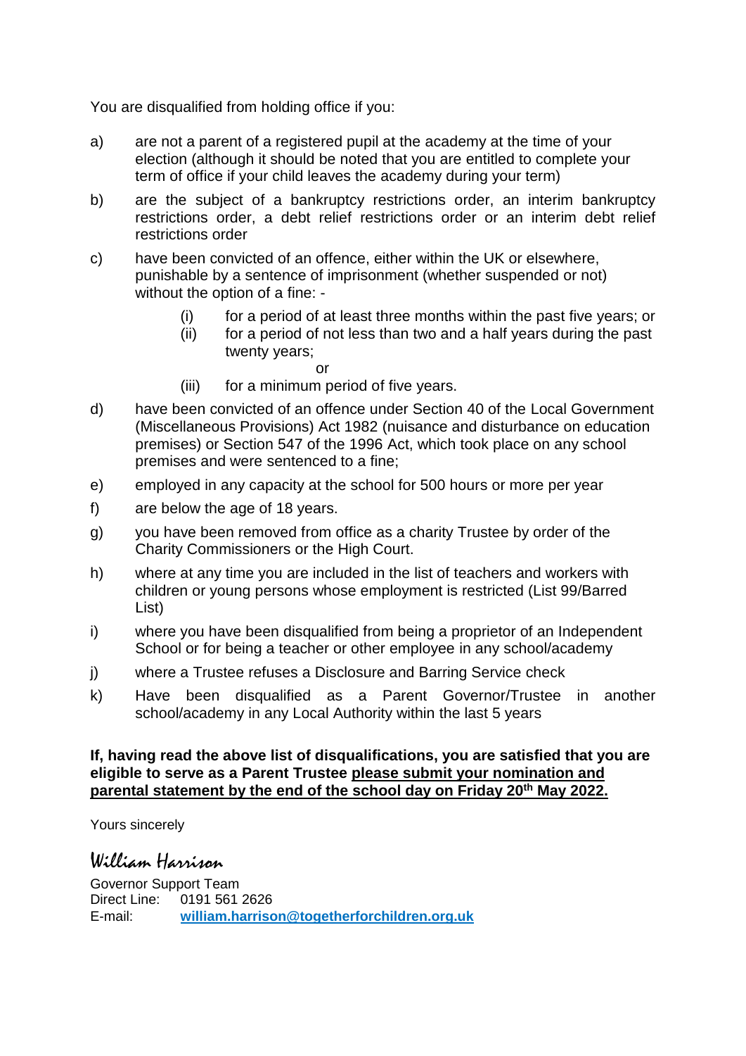You are disqualified from holding office if you:

a) are not a parent of a registered pupil at the academy at the time of your election (although it should be noted that you are entitled to complete your term of office if your child leaves the academy during your term)

b) are the subject of a bankruptcy restrictions order, an interim bankruptcy restrictions order, a debt relief restrictions order or an interim debt relief restrictions order

c) have been convicted of an offence, either within the UK or elsewhere, punishable by a sentence of imprisonment (whether suspended or not) without the option of a fine: -

   (i) for a period of at least three months within the past five years; or

   (ii) for a period of not less than two and a half years during the past twenty years;

   or

   (iii) for a minimum period of five years.

d) have been convicted of an offence under Section 40 of the Local Government (Miscellaneous Provisions) Act 1982 (nuisance and disturbance on education premises) or Section 547 of the 1996 Act, which took place on any school premises and were sentenced to a fine;

e) employed in any capacity at the school for 500 hours or more per year

f) are below the age of 18 years.

g) you have been removed from office as a charity Trustee by order of the Charity Commissioners or the High Court.

h) where at any time you are included in the list of teachers and workers with children or young persons whose employment is restricted (List 99/Barred List)

i) where you have been disqualified from being a proprietor of an Independent School or for being a teacher or other employee in any school/academy

j) where a Trustee refuses a Disclosure and Barring Service check

k) Have been disqualified as a Parent Governor/Trustee in another school/academy in any Local Authority within the last 5 years

**If, having read the above list of disqualifications, you are satisfied that you are eligible to serve as a Parent Trustee please submit your nomination and parental statement by the end of the school day on Friday 20th May 2022.**

Yours sincerely

*William Harrison*

Governor Support Team
Direct Line: 0191 561 2626
E-mail: **william.harrison@togetherforchildren.org.uk**